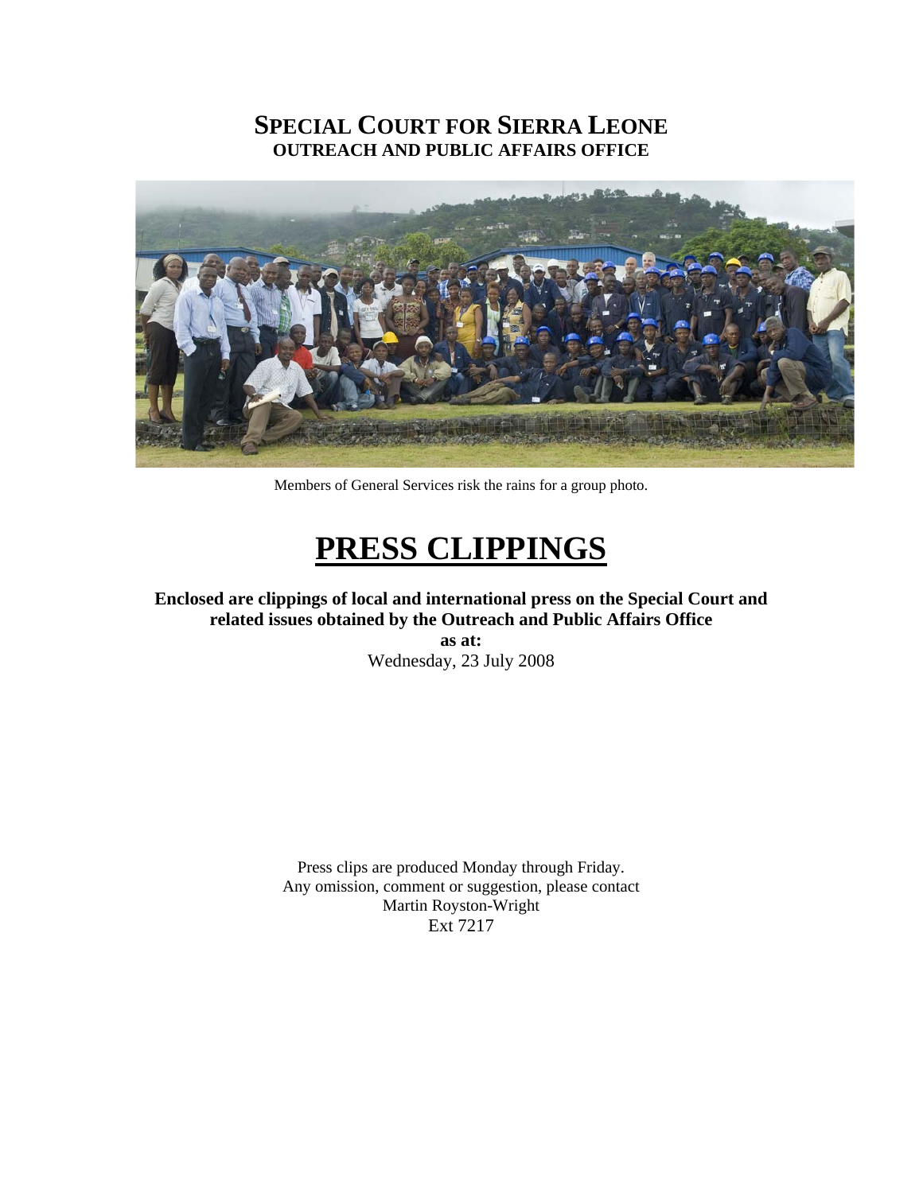# SPECIAL COURT FOR SIERRA LEONE
## OUTREACH AND PUBLIC AFFAIRS OFFICE

Members of General Services risk the rains for a group photo.

# PRESS CLIPPINGS

**Enclosed are clippings of local and international press on the Special Court and related issues obtained by the Outreach and Public Affairs Office**

**as at:**

Wednesday, 23 July 2008

Press clips are produced Monday through Friday.
Any omission, comment or suggestion, please contact
Martin Royston-Wright
Ext 7217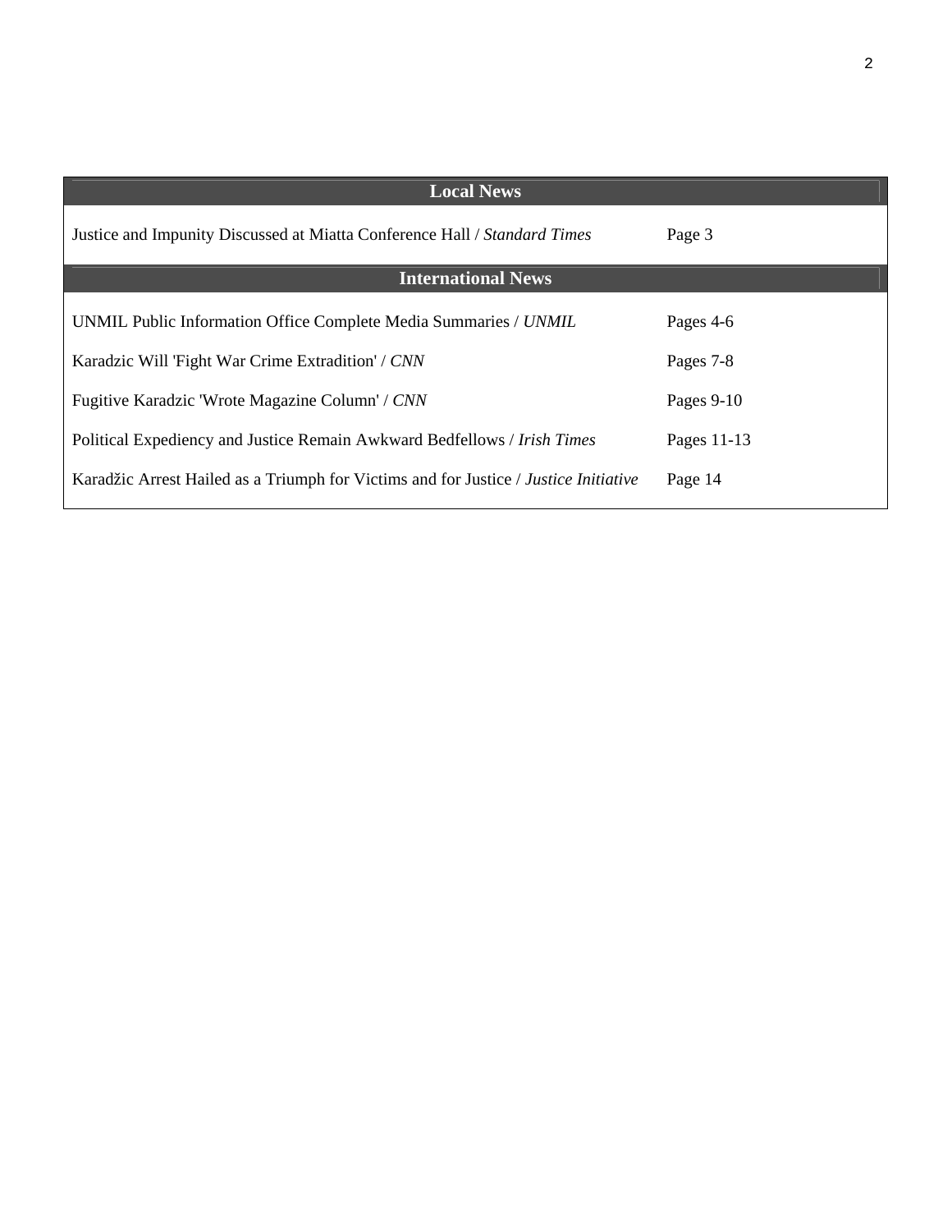| Local News | |
|---|---|
| Justice and Impunity Discussed at Miatta Conference Hall / *Standard Times* | Page 3 |
| **International News** | |
| UNMIL Public Information Office Complete Media Summaries / *UNMIL* | Pages 4-6 |
| Karadzic Will 'Fight War Crime Extradition' / *CNN* | Pages 7-8 |
| Fugitive Karadzic 'Wrote Magazine Column' / *CNN* | Pages 9-10 |
| Political Expediency and Justice Remain Awkward Bedfellows / *Irish Times* | Pages 11-13 |
| Karadžic Arrest Hailed as a Triumph for Victims and for Justice / *Justice Initiative* | Page 14 |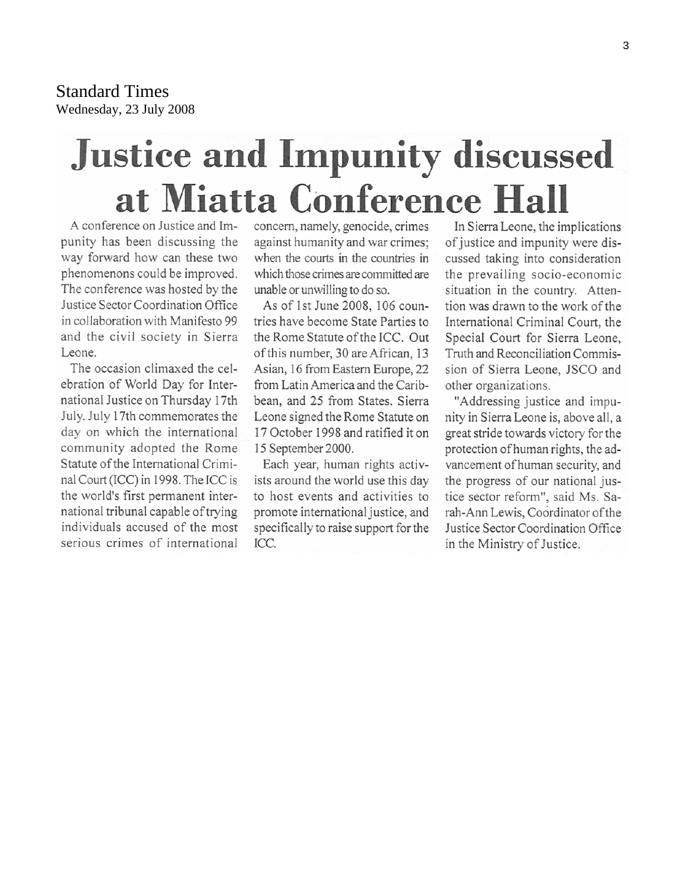Standard Times
Wednesday, 23 July 2008

# Justice and Impunity discussed at Miatta Conference Hall

A conference on Justice and Impunity has been discussing the way forward how can these two phenomenons could be improved. The conference was hosted by the Justice Sector Coordination Office in collaboration with Manifesto 99 and the civil society in Sierra Leone.

The occasion climaxed the celebration of World Day for International Justice on Thursday 17th July. July 17th commemorates the day on which the international community adopted the Rome Statute of the International Criminal Court (ICC) in 1998. The ICC is the world's first permanent international tribunal capable of trying individuals accused of the most serious crimes of international concern, namely, genocide, crimes against humanity and war crimes; when the courts in the countries in which those crimes are committed are unable or unwilling to do so.

As of 1st June 2008, 106 countries have become State Parties to the Rome Statute of the ICC. Out of this number, 30 are African, 13 Asian, 16 from Eastern Europe, 22 from Latin America and the Caribbean, and 25 from States. Sierra Leone signed the Rome Statute on 17 October 1998 and ratified it on 15 September 2000.

Each year, human rights activists around the world use this day to host events and activities to promote international justice, and specifically to raise support for the ICC.

In Sierra Leone, the implications of justice and impunity were discussed taking into consideration the prevailing socio-economic situation in the country. Attention was drawn to the work of the International Criminal Court, the Special Court for Sierra Leone, Truth and Reconciliation Commission of Sierra Leone, JSCO and other organizations.

"Addressing justice and impunity in Sierra Leone is, above all, a great stride towards victory for the protection of human rights, the advancement of human security, and the progress of our national justice sector reform", said Ms. Sarah-Ann Lewis, Coordinator of the Justice Sector Coordination Office in the Ministry of Justice.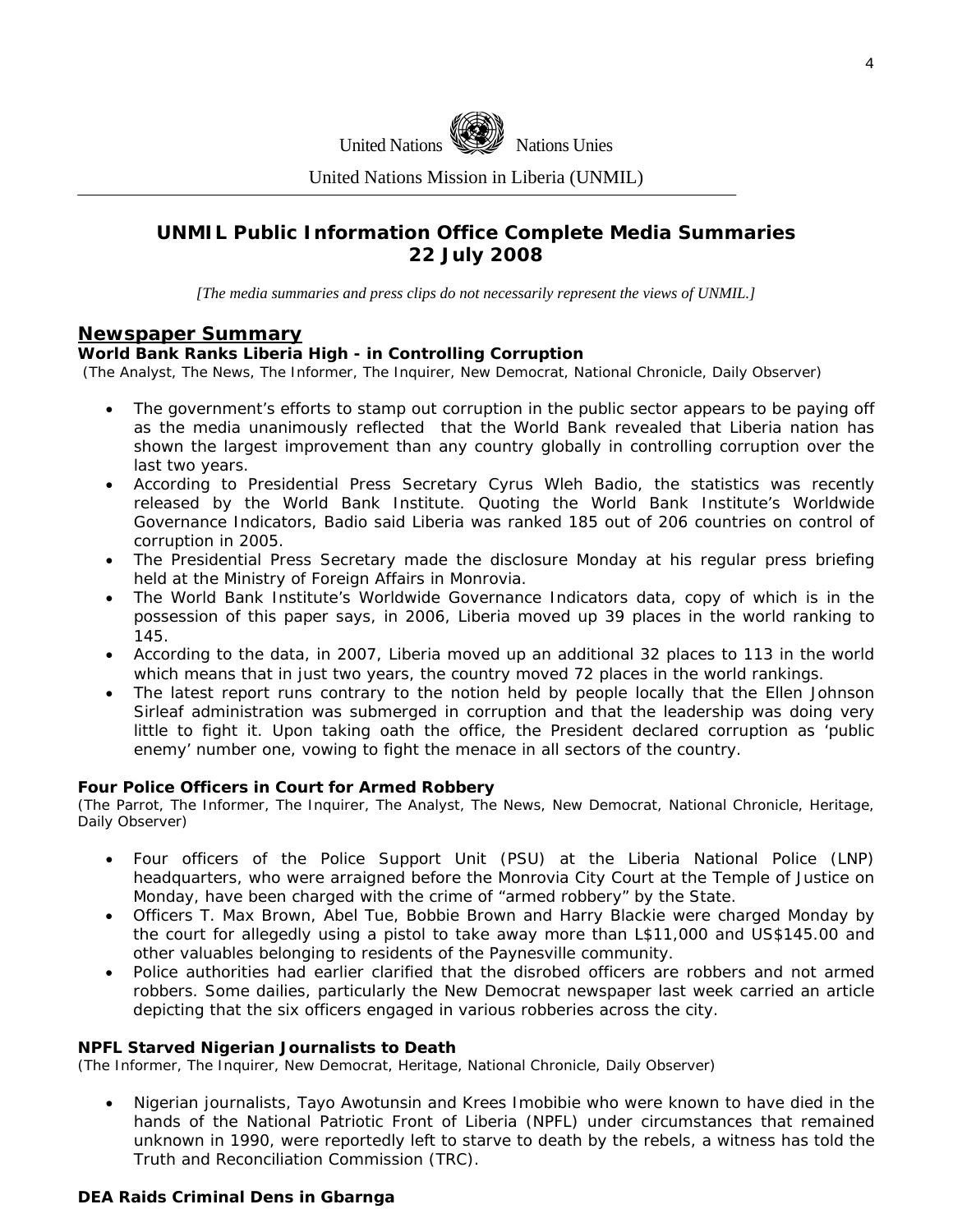United Nations Nations Unies

United Nations Mission in Liberia (UNMIL)

# UNMIL Public Information Office Complete Media Summaries 22 July 2008

*[The media summaries and press clips do not necessarily represent the views of UNMIL.]*

## Newspaper Summary

**World Bank Ranks Liberia High - in Controlling Corruption**
(The Analyst, The News, The Informer, The Inquirer, New Democrat, National Chronicle, Daily Observer)

- The government's efforts to stamp out corruption in the public sector appears to be paying off as the media unanimously reflected that the World Bank revealed that Liberia nation has shown the largest improvement than any country globally in controlling corruption over the last two years.
- According to Presidential Press Secretary Cyrus Wleh Badio, the statistics was recently released by the World Bank Institute. Quoting the World Bank Institute's Worldwide Governance Indicators, Badio said Liberia was ranked 185 out of 206 countries on control of corruption in 2005.
- The Presidential Press Secretary made the disclosure Monday at his regular press briefing held at the Ministry of Foreign Affairs in Monrovia.
- The World Bank Institute's Worldwide Governance Indicators data, copy of which is in the possession of this paper says, in 2006, Liberia moved up 39 places in the world ranking to 145.
- According to the data, in 2007, Liberia moved up an additional 32 places to 113 in the world which means that in just two years, the country moved 72 places in the world rankings.
- The latest report runs contrary to the notion held by people locally that the Ellen Johnson Sirleaf administration was submerged in corruption and that the leadership was doing very little to fight it. Upon taking oath the office, the President declared corruption as 'public enemy' number one, vowing to fight the menace in all sectors of the country.

**Four Police Officers in Court for Armed Robbery**
(The Parrot, The Informer, The Inquirer, The Analyst, The News, New Democrat, National Chronicle, Heritage, Daily Observer)

- Four officers of the Police Support Unit (PSU) at the Liberia National Police (LNP) headquarters, who were arraigned before the Monrovia City Court at the Temple of Justice on Monday, have been charged with the crime of "armed robbery" by the State.
- Officers T. Max Brown, Abel Tue, Bobbie Brown and Harry Blackie were charged Monday by the court for allegedly using a pistol to take away more than L$11,000 and US$145.00 and other valuables belonging to residents of the Paynesville community.
- Police authorities had earlier clarified that the disrobed officers are robbers and not armed robbers. Some dailies, particularly the New Democrat newspaper last week carried an article depicting that the six officers engaged in various robberies across the city.

**NPFL Starved Nigerian Journalists to Death**
(The Informer, The Inquirer, New Democrat, Heritage, National Chronicle, Daily Observer)

- Nigerian journalists, Tayo Awotunsin and Krees Imobibie who were known to have died in the hands of the National Patriotic Front of Liberia (NPFL) under circumstances that remained unknown in 1990, were reportedly left to starve to death by the rebels, a witness has told the Truth and Reconciliation Commission (TRC).

**DEA Raids Criminal Dens in Gbarnga**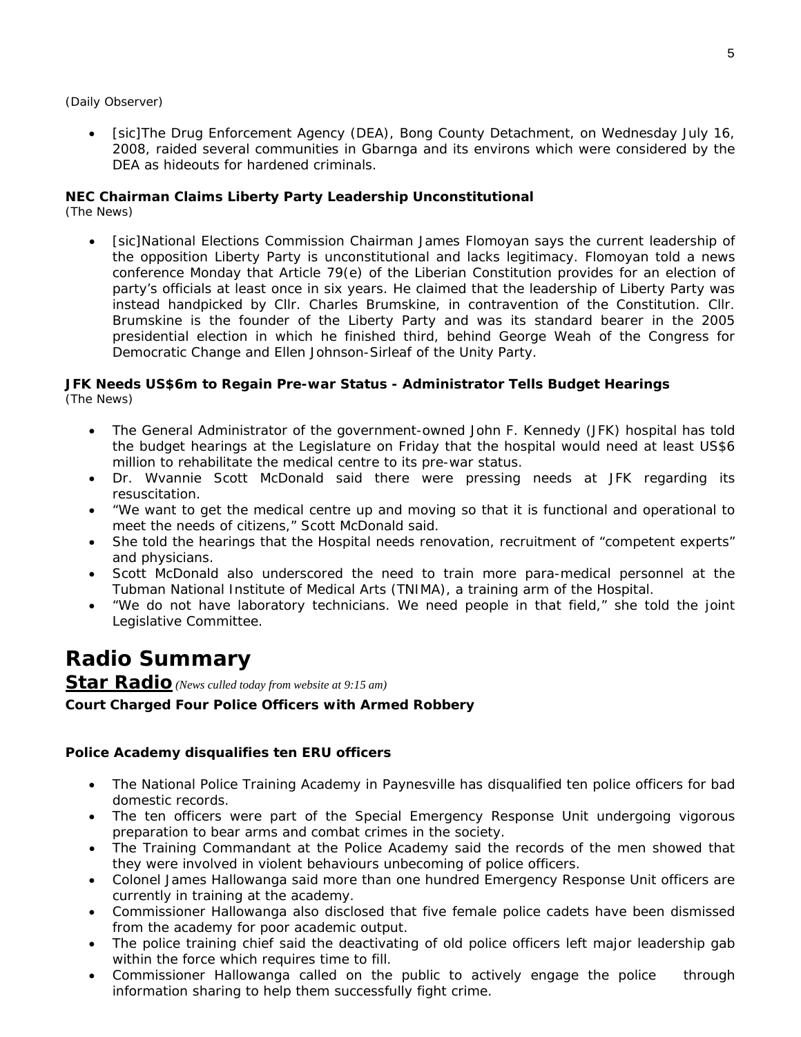(Daily Observer)

- [sic]The Drug Enforcement Agency (DEA), Bong County Detachment, on Wednesday July 16, 2008, raided several communities in Gbarnga and its environs which were considered by the DEA as hideouts for hardened criminals.

**NEC Chairman Claims Liberty Party Leadership Unconstitutional**
(The News)

- [sic]National Elections Commission Chairman James Flomoyan says the current leadership of the opposition Liberty Party is unconstitutional and lacks legitimacy. Flomoyan told a news conference Monday that Article 79(e) of the Liberian Constitution provides for an election of party's officials at least once in six years. He claimed that the leadership of Liberty Party was instead handpicked by Cllr. Charles Brumskine, in contravention of the Constitution. Cllr. Brumskine is the founder of the Liberty Party and was its standard bearer in the 2005 presidential election in which he finished third, behind George Weah of the Congress for Democratic Change and Ellen Johnson-Sirleaf of the Unity Party.

**JFK Needs US$6m to Regain Pre-war Status - Administrator Tells Budget Hearings**
(The News)

- The General Administrator of the government-owned John F. Kennedy (JFK) hospital has told the budget hearings at the Legislature on Friday that the hospital would need at least US$6 million to rehabilitate the medical centre to its pre-war status.
- Dr. Wvannie Scott McDonald said there were pressing needs at JFK regarding its resuscitation.
- "We want to get the medical centre up and moving so that it is functional and operational to meet the needs of citizens," Scott McDonald said.
- She told the hearings that the Hospital needs renovation, recruitment of "competent experts" and physicians.
- Scott McDonald also underscored the need to train more para-medical personnel at the Tubman National Institute of Medical Arts (TNIMA), a training arm of the Hospital.
- "We do not have laboratory technicians. We need people in that field," she told the joint Legislative Committee.

# Radio Summary

**Star Radio** *(News culled today from website at 9:15 am)*

**Court Charged Four Police Officers with Armed Robbery**

**Police Academy disqualifies ten ERU officers**

- The National Police Training Academy in Paynesville has disqualified ten police officers for bad domestic records.
- The ten officers were part of the Special Emergency Response Unit undergoing vigorous preparation to bear arms and combat crimes in the society.
- The Training Commandant at the Police Academy said the records of the men showed that they were involved in violent behaviours unbecoming of police officers.
- Colonel James Hallowanga said more than one hundred Emergency Response Unit officers are currently in training at the academy.
- Commissioner Hallowanga also disclosed that five female police cadets have been dismissed from the academy for poor academic output.
- The police training chief said the deactivating of old police officers left major leadership gab within the force which requires time to fill.
- Commissioner Hallowanga called on the public to actively engage the police through information sharing to help them successfully fight crime.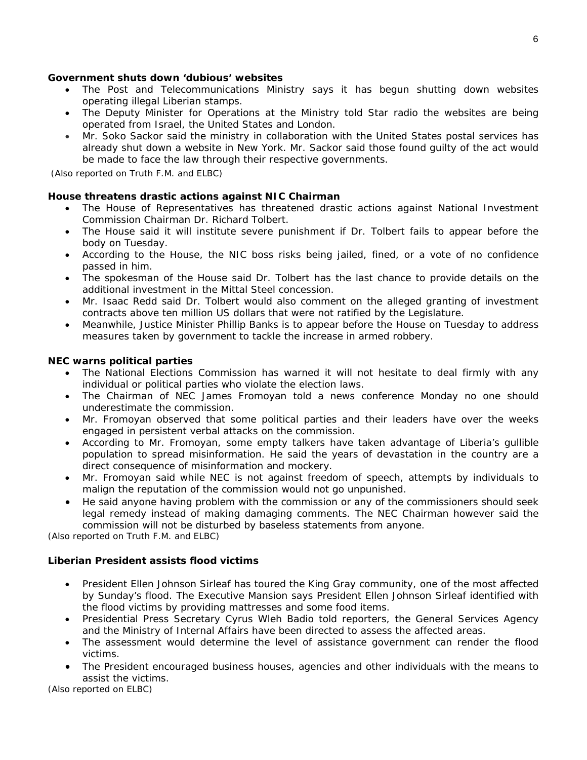**Government shuts down 'dubious' websites**

- The Post and Telecommunications Ministry says it has begun shutting down websites operating illegal Liberian stamps.
- The Deputy Minister for Operations at the Ministry told Star radio the websites are being operated from Israel, the United States and London.
- Mr. Soko Sackor said the ministry in collaboration with the United States postal services has already shut down a website in New York. Mr. Sackor said those found guilty of the act would be made to face the law through their respective governments.

(Also reported on Truth F.M. and ELBC)

**House threatens drastic actions against NIC Chairman**

- The House of Representatives has threatened drastic actions against National Investment Commission Chairman Dr. Richard Tolbert.
- The House said it will institute severe punishment if Dr. Tolbert fails to appear before the body on Tuesday.
- According to the House, the NIC boss risks being jailed, fined, or a vote of no confidence passed in him.
- The spokesman of the House said Dr. Tolbert has the last chance to provide details on the additional investment in the Mittal Steel concession.
- Mr. Isaac Redd said Dr. Tolbert would also comment on the alleged granting of investment contracts above ten million US dollars that were not ratified by the Legislature.
- Meanwhile, Justice Minister Phillip Banks is to appear before the House on Tuesday to address measures taken by government to tackle the increase in armed robbery.

**NEC warns political parties**

- The National Elections Commission has warned it will not hesitate to deal firmly with any individual or political parties who violate the election laws.
- The Chairman of NEC James Fromoyan told a news conference Monday no one should underestimate the commission.
- Mr. Fromoyan observed that some political parties and their leaders have over the weeks engaged in persistent verbal attacks on the commission.
- According to Mr. Fromoyan, some empty talkers have taken advantage of Liberia's gullible population to spread misinformation. He said the years of devastation in the country are a direct consequence of misinformation and mockery.
- Mr. Fromoyan said while NEC is not against freedom of speech, attempts by individuals to malign the reputation of the commission would not go unpunished.
- He said anyone having problem with the commission or any of the commissioners should seek legal remedy instead of making damaging comments. The NEC Chairman however said the commission will not be disturbed by baseless statements from anyone.

(Also reported on Truth F.M. and ELBC)

**Liberian President assists flood victims**

- President Ellen Johnson Sirleaf has toured the King Gray community, one of the most affected by Sunday's flood. The Executive Mansion says President Ellen Johnson Sirleaf identified with the flood victims by providing mattresses and some food items.
- Presidential Press Secretary Cyrus Wleh Badio told reporters, the General Services Agency and the Ministry of Internal Affairs have been directed to assess the affected areas.
- The assessment would determine the level of assistance government can render the flood victims.
- The President encouraged business houses, agencies and other individuals with the means to assist the victims.

(Also reported on ELBC)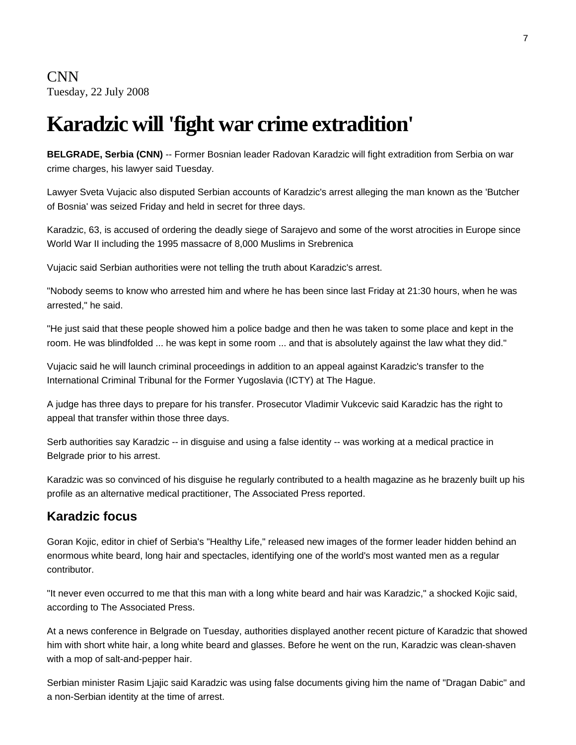CNN
Tuesday, 22 July 2008

# Karadzic will 'fight war crime extradition'

**BELGRADE, Serbia (CNN)** -- Former Bosnian leader Radovan Karadzic will fight extradition from Serbia on war crime charges, his lawyer said Tuesday.

Lawyer Sveta Vujacic also disputed Serbian accounts of Karadzic's arrest alleging the man known as the 'Butcher of Bosnia' was seized Friday and held in secret for three days.

Karadzic, 63, is accused of ordering the deadly siege of Sarajevo and some of the worst atrocities in Europe since World War II including the 1995 massacre of 8,000 Muslims in Srebrenica

Vujacic said Serbian authorities were not telling the truth about Karadzic's arrest.

"Nobody seems to know who arrested him and where he has been since last Friday at 21:30 hours, when he was arrested," he said.

"He just said that these people showed him a police badge and then he was taken to some place and kept in the room. He was blindfolded ... he was kept in some room ... and that is absolutely against the law what they did."

Vujacic said he will launch criminal proceedings in addition to an appeal against Karadzic's transfer to the International Criminal Tribunal for the Former Yugoslavia (ICTY) at The Hague.

A judge has three days to prepare for his transfer. Prosecutor Vladimir Vukcevic said Karadzic has the right to appeal that transfer within those three days.

Serb authorities say Karadzic -- in disguise and using a false identity -- was working at a medical practice in Belgrade prior to his arrest.

Karadzic was so convinced of his disguise he regularly contributed to a health magazine as he brazenly built up his profile as an alternative medical practitioner, The Associated Press reported.

## Karadzic focus

Goran Kojic, editor in chief of Serbia's "Healthy Life," released new images of the former leader hidden behind an enormous white beard, long hair and spectacles, identifying one of the world's most wanted men as a regular contributor.

"It never even occurred to me that this man with a long white beard and hair was Karadzic," a shocked Kojic said, according to The Associated Press.

At a news conference in Belgrade on Tuesday, authorities displayed another recent picture of Karadzic that showed him with short white hair, a long white beard and glasses. Before he went on the run, Karadzic was clean-shaven with a mop of salt-and-pepper hair.

Serbian minister Rasim Ljajic said Karadzic was using false documents giving him the name of "Dragan Dabic" and a non-Serbian identity at the time of arrest.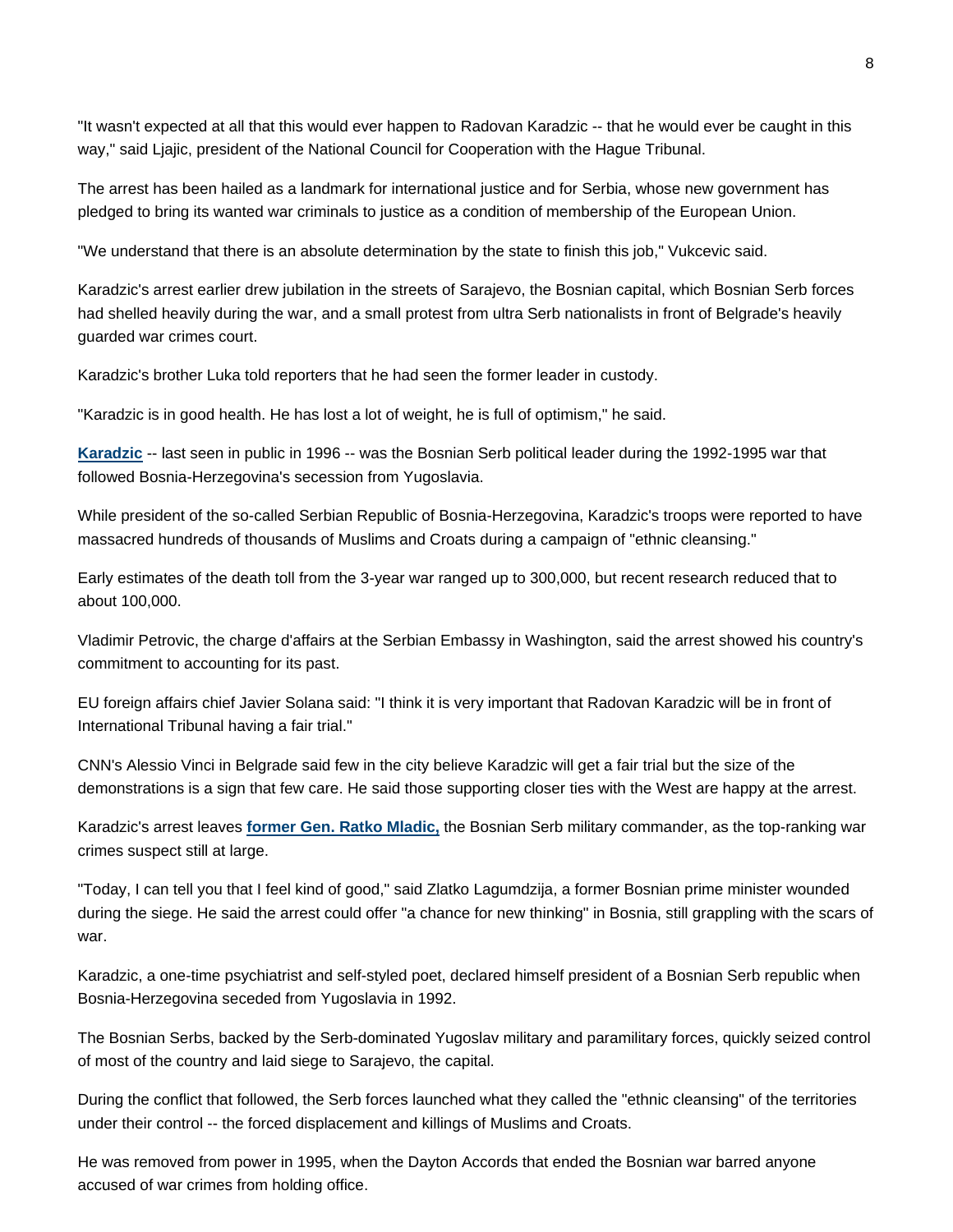"It wasn't expected at all that this would ever happen to Radovan Karadzic -- that he would ever be caught in this way," said Ljajic, president of the National Council for Cooperation with the Hague Tribunal.

The arrest has been hailed as a landmark for international justice and for Serbia, whose new government has pledged to bring its wanted war criminals to justice as a condition of membership of the European Union.

"We understand that there is an absolute determination by the state to finish this job," Vukcevic said.

Karadzic's arrest earlier drew jubilation in the streets of Sarajevo, the Bosnian capital, which Bosnian Serb forces had shelled heavily during the war, and a small protest from ultra Serb nationalists in front of Belgrade's heavily guarded war crimes court.

Karadzic's brother Luka told reporters that he had seen the former leader in custody.

"Karadzic is in good health. He has lost a lot of weight, he is full of optimism," he said.

**Karadzic** -- last seen in public in 1996 -- was the Bosnian Serb political leader during the 1992-1995 war that followed Bosnia-Herzegovina's secession from Yugoslavia.

While president of the so-called Serbian Republic of Bosnia-Herzegovina, Karadzic's troops were reported to have massacred hundreds of thousands of Muslims and Croats during a campaign of "ethnic cleansing."

Early estimates of the death toll from the 3-year war ranged up to 300,000, but recent research reduced that to about 100,000.

Vladimir Petrovic, the charge d'affairs at the Serbian Embassy in Washington, said the arrest showed his country's commitment to accounting for its past.

EU foreign affairs chief Javier Solana said: "I think it is very important that Radovan Karadzic will be in front of International Tribunal having a fair trial."

CNN's Alessio Vinci in Belgrade said few in the city believe Karadzic will get a fair trial but the size of the demonstrations is a sign that few care. He said those supporting closer ties with the West are happy at the arrest.

Karadzic's arrest leaves **former Gen. Ratko Mladic,** the Bosnian Serb military commander, as the top-ranking war crimes suspect still at large.

"Today, I can tell you that I feel kind of good," said Zlatko Lagumdzija, a former Bosnian prime minister wounded during the siege. He said the arrest could offer "a chance for new thinking" in Bosnia, still grappling with the scars of war.

Karadzic, a one-time psychiatrist and self-styled poet, declared himself president of a Bosnian Serb republic when Bosnia-Herzegovina seceded from Yugoslavia in 1992.

The Bosnian Serbs, backed by the Serb-dominated Yugoslav military and paramilitary forces, quickly seized control of most of the country and laid siege to Sarajevo, the capital.

During the conflict that followed, the Serb forces launched what they called the "ethnic cleansing" of the territories under their control -- the forced displacement and killings of Muslims and Croats.

He was removed from power in 1995, when the Dayton Accords that ended the Bosnian war barred anyone accused of war crimes from holding office.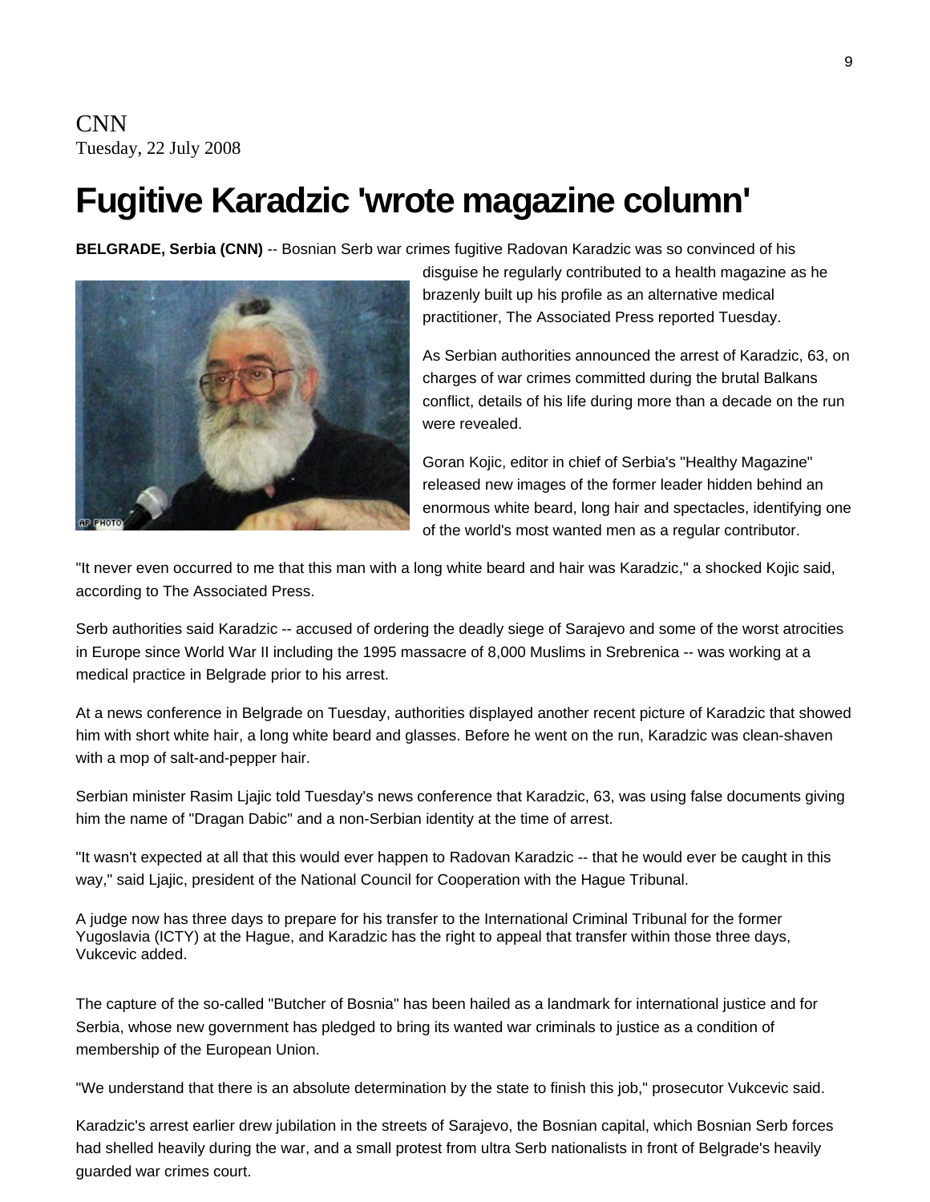CNN
Tuesday, 22 July 2008

# Fugitive Karadzic 'wrote magazine column'

**BELGRADE, Serbia (CNN)** -- Bosnian Serb war crimes fugitive Radovan Karadzic was so convinced of his disguise he regularly contributed to a health magazine as he brazenly built up his profile as an alternative medical practitioner, The Associated Press reported Tuesday.

As Serbian authorities announced the arrest of Karadzic, 63, on charges of war crimes committed during the brutal Balkans conflict, details of his life during more than a decade on the run were revealed.

Goran Kojic, editor in chief of Serbia's "Healthy Magazine" released new images of the former leader hidden behind an enormous white beard, long hair and spectacles, identifying one of the world's most wanted men as a regular contributor.

"It never even occurred to me that this man with a long white beard and hair was Karadzic," a shocked Kojic said, according to The Associated Press.

Serb authorities said Karadzic -- accused of ordering the deadly siege of Sarajevo and some of the worst atrocities in Europe since World War II including the 1995 massacre of 8,000 Muslims in Srebrenica -- was working at a medical practice in Belgrade prior to his arrest.

At a news conference in Belgrade on Tuesday, authorities displayed another recent picture of Karadzic that showed him with short white hair, a long white beard and glasses. Before he went on the run, Karadzic was clean-shaven with a mop of salt-and-pepper hair.

Serbian minister Rasim Ljajic told Tuesday's news conference that Karadzic, 63, was using false documents giving him the name of "Dragan Dabic" and a non-Serbian identity at the time of arrest.

"It wasn't expected at all that this would ever happen to Radovan Karadzic -- that he would ever be caught in this way," said Ljajic, president of the National Council for Cooperation with the Hague Tribunal.

A judge now has three days to prepare for his transfer to the International Criminal Tribunal for the former Yugoslavia (ICTY) at the Hague, and Karadzic has the right to appeal that transfer within those three days, Vukcevic added.

The capture of the so-called "Butcher of Bosnia" has been hailed as a landmark for international justice and for Serbia, whose new government has pledged to bring its wanted war criminals to justice as a condition of membership of the European Union.

"We understand that there is an absolute determination by the state to finish this job," prosecutor Vukcevic said.

Karadzic's arrest earlier drew jubilation in the streets of Sarajevo, the Bosnian capital, which Bosnian Serb forces had shelled heavily during the war, and a small protest from ultra Serb nationalists in front of Belgrade's heavily guarded war crimes court.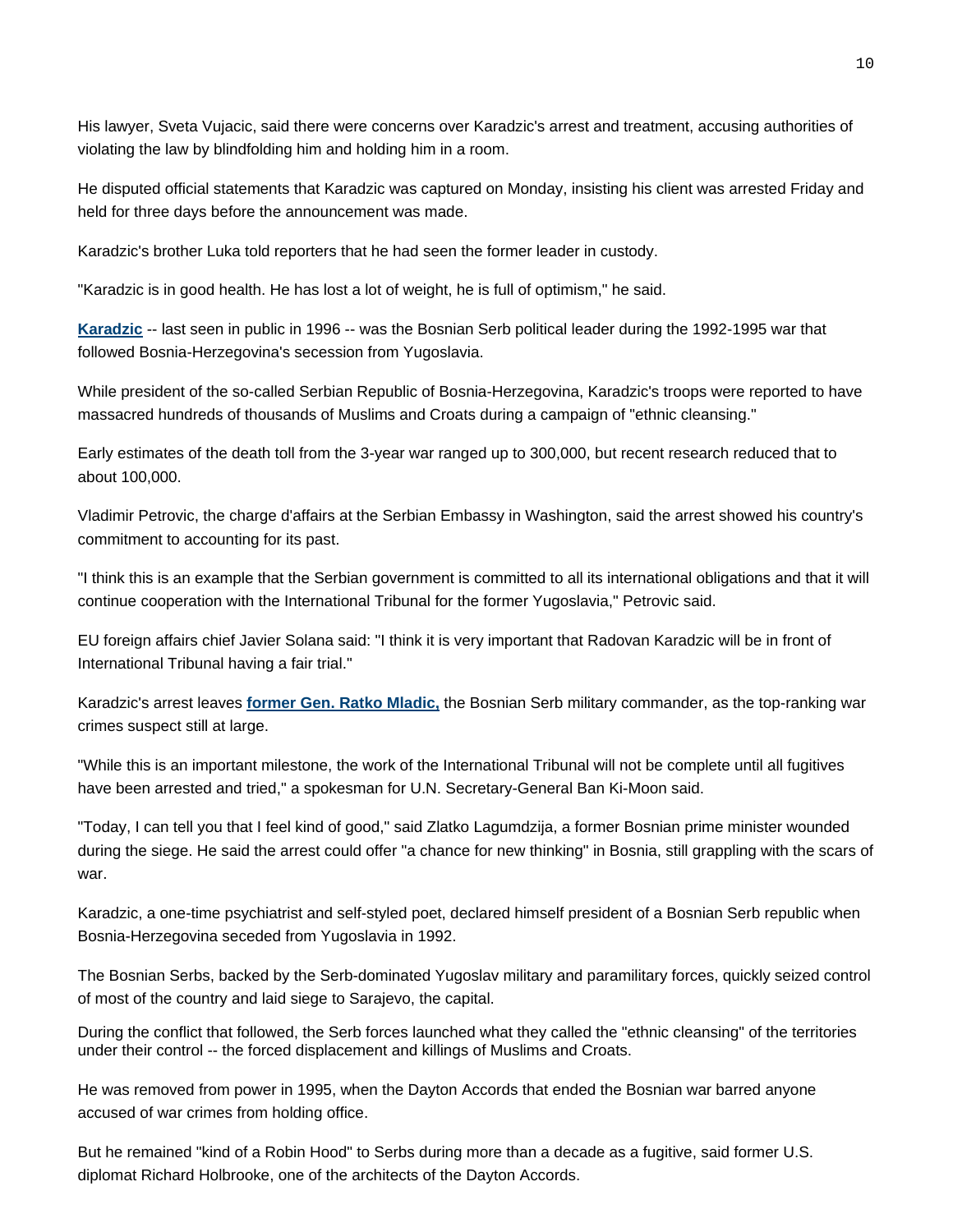His lawyer, Sveta Vujacic, said there were concerns over Karadzic's arrest and treatment, accusing authorities of violating the law by blindfolding him and holding him in a room.

He disputed official statements that Karadzic was captured on Monday, insisting his client was arrested Friday and held for three days before the announcement was made.

Karadzic's brother Luka told reporters that he had seen the former leader in custody.

"Karadzic is in good health. He has lost a lot of weight, he is full of optimism," he said.

**Karadzic** -- last seen in public in 1996 -- was the Bosnian Serb political leader during the 1992-1995 war that followed Bosnia-Herzegovina's secession from Yugoslavia.

While president of the so-called Serbian Republic of Bosnia-Herzegovina, Karadzic's troops were reported to have massacred hundreds of thousands of Muslims and Croats during a campaign of "ethnic cleansing."

Early estimates of the death toll from the 3-year war ranged up to 300,000, but recent research reduced that to about 100,000.

Vladimir Petrovic, the charge d'affairs at the Serbian Embassy in Washington, said the arrest showed his country's commitment to accounting for its past.

"I think this is an example that the Serbian government is committed to all its international obligations and that it will continue cooperation with the International Tribunal for the former Yugoslavia," Petrovic said.

EU foreign affairs chief Javier Solana said: "I think it is very important that Radovan Karadzic will be in front of International Tribunal having a fair trial."

Karadzic's arrest leaves **former Gen. Ratko Mladic,** the Bosnian Serb military commander, as the top-ranking war crimes suspect still at large.

"While this is an important milestone, the work of the International Tribunal will not be complete until all fugitives have been arrested and tried," a spokesman for U.N. Secretary-General Ban Ki-Moon said.

"Today, I can tell you that I feel kind of good," said Zlatko Lagumdzija, a former Bosnian prime minister wounded during the siege. He said the arrest could offer "a chance for new thinking" in Bosnia, still grappling with the scars of war.

Karadzic, a one-time psychiatrist and self-styled poet, declared himself president of a Bosnian Serb republic when Bosnia-Herzegovina seceded from Yugoslavia in 1992.

The Bosnian Serbs, backed by the Serb-dominated Yugoslav military and paramilitary forces, quickly seized control of most of the country and laid siege to Sarajevo, the capital.

During the conflict that followed, the Serb forces launched what they called the "ethnic cleansing" of the territories under their control -- the forced displacement and killings of Muslims and Croats.

He was removed from power in 1995, when the Dayton Accords that ended the Bosnian war barred anyone accused of war crimes from holding office.

But he remained "kind of a Robin Hood" to Serbs during more than a decade as a fugitive, said former U.S. diplomat Richard Holbrooke, one of the architects of the Dayton Accords.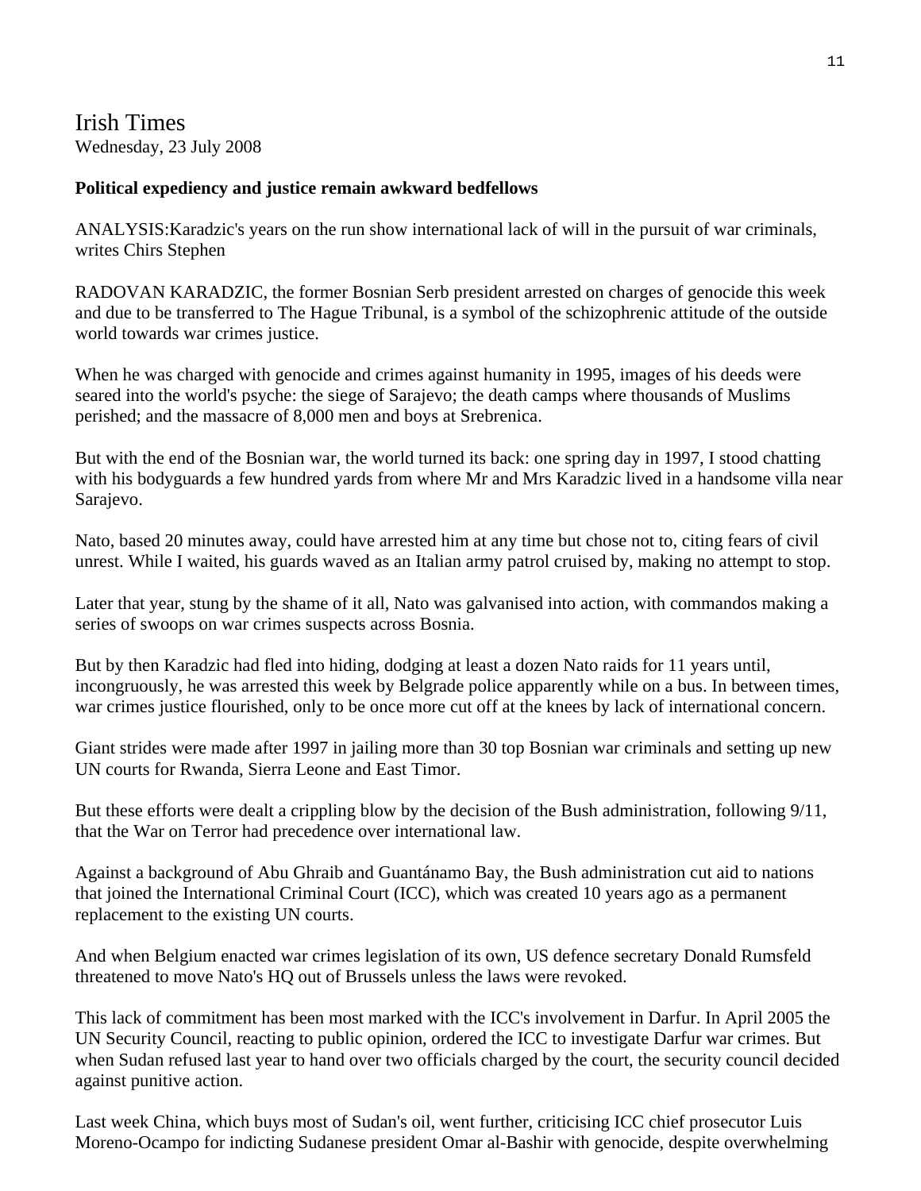Irish Times
Wednesday, 23 July 2008

**Political expediency and justice remain awkward bedfellows**

ANALYSIS:Karadzic's years on the run show international lack of will in the pursuit of war criminals, writes Chirs Stephen

RADOVAN KARADZIC, the former Bosnian Serb president arrested on charges of genocide this week and due to be transferred to The Hague Tribunal, is a symbol of the schizophrenic attitude of the outside world towards war crimes justice.

When he was charged with genocide and crimes against humanity in 1995, images of his deeds were seared into the world's psyche: the siege of Sarajevo; the death camps where thousands of Muslims perished; and the massacre of 8,000 men and boys at Srebrenica.

But with the end of the Bosnian war, the world turned its back: one spring day in 1997, I stood chatting with his bodyguards a few hundred yards from where Mr and Mrs Karadzic lived in a handsome villa near Sarajevo.

Nato, based 20 minutes away, could have arrested him at any time but chose not to, citing fears of civil unrest. While I waited, his guards waved as an Italian army patrol cruised by, making no attempt to stop.

Later that year, stung by the shame of it all, Nato was galvanised into action, with commandos making a series of swoops on war crimes suspects across Bosnia.

But by then Karadzic had fled into hiding, dodging at least a dozen Nato raids for 11 years until, incongruously, he was arrested this week by Belgrade police apparently while on a bus. In between times, war crimes justice flourished, only to be once more cut off at the knees by lack of international concern.

Giant strides were made after 1997 in jailing more than 30 top Bosnian war criminals and setting up new UN courts for Rwanda, Sierra Leone and East Timor.

But these efforts were dealt a crippling blow by the decision of the Bush administration, following 9/11, that the War on Terror had precedence over international law.

Against a background of Abu Ghraib and Guantánamo Bay, the Bush administration cut aid to nations that joined the International Criminal Court (ICC), which was created 10 years ago as a permanent replacement to the existing UN courts.

And when Belgium enacted war crimes legislation of its own, US defence secretary Donald Rumsfeld threatened to move Nato's HQ out of Brussels unless the laws were revoked.

This lack of commitment has been most marked with the ICC's involvement in Darfur. In April 2005 the UN Security Council, reacting to public opinion, ordered the ICC to investigate Darfur war crimes. But when Sudan refused last year to hand over two officials charged by the court, the security council decided against punitive action.

Last week China, which buys most of Sudan's oil, went further, criticising ICC chief prosecutor Luis Moreno-Ocampo for indicting Sudanese president Omar al-Bashir with genocide, despite overwhelming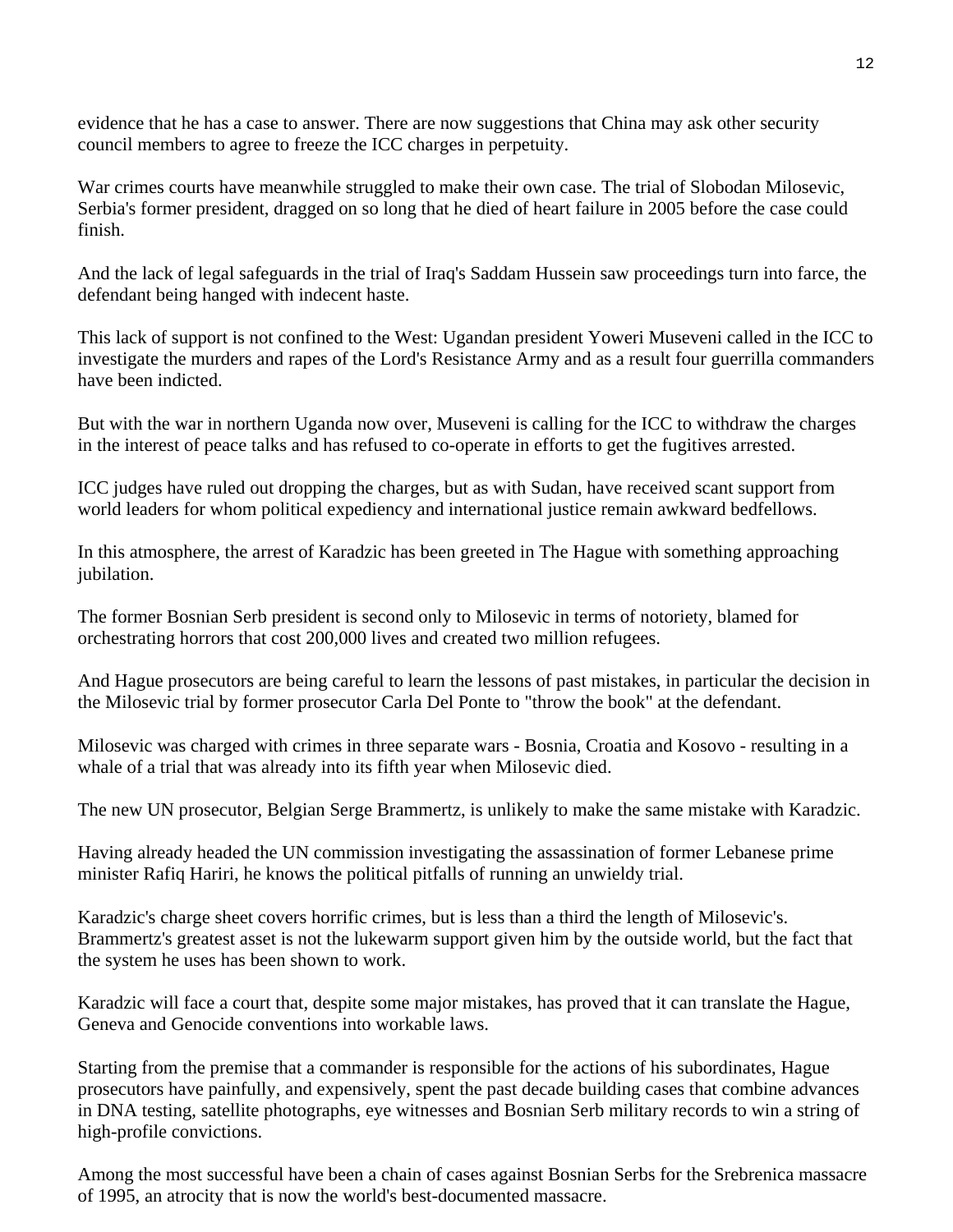evidence that he has a case to answer. There are now suggestions that China may ask other security council members to agree to freeze the ICC charges in perpetuity.

War crimes courts have meanwhile struggled to make their own case. The trial of Slobodan Milosevic, Serbia's former president, dragged on so long that he died of heart failure in 2005 before the case could finish.

And the lack of legal safeguards in the trial of Iraq's Saddam Hussein saw proceedings turn into farce, the defendant being hanged with indecent haste.

This lack of support is not confined to the West: Ugandan president Yoweri Museveni called in the ICC to investigate the murders and rapes of the Lord's Resistance Army and as a result four guerrilla commanders have been indicted.

But with the war in northern Uganda now over, Museveni is calling for the ICC to withdraw the charges in the interest of peace talks and has refused to co-operate in efforts to get the fugitives arrested.

ICC judges have ruled out dropping the charges, but as with Sudan, have received scant support from world leaders for whom political expediency and international justice remain awkward bedfellows.

In this atmosphere, the arrest of Karadzic has been greeted in The Hague with something approaching jubilation.

The former Bosnian Serb president is second only to Milosevic in terms of notoriety, blamed for orchestrating horrors that cost 200,000 lives and created two million refugees.

And Hague prosecutors are being careful to learn the lessons of past mistakes, in particular the decision in the Milosevic trial by former prosecutor Carla Del Ponte to "throw the book" at the defendant.

Milosevic was charged with crimes in three separate wars - Bosnia, Croatia and Kosovo - resulting in a whale of a trial that was already into its fifth year when Milosevic died.

The new UN prosecutor, Belgian Serge Brammertz, is unlikely to make the same mistake with Karadzic.

Having already headed the UN commission investigating the assassination of former Lebanese prime minister Rafiq Hariri, he knows the political pitfalls of running an unwieldy trial.

Karadzic's charge sheet covers horrific crimes, but is less than a third the length of Milosevic's. Brammertz's greatest asset is not the lukewarm support given him by the outside world, but the fact that the system he uses has been shown to work.

Karadzic will face a court that, despite some major mistakes, has proved that it can translate the Hague, Geneva and Genocide conventions into workable laws.

Starting from the premise that a commander is responsible for the actions of his subordinates, Hague prosecutors have painfully, and expensively, spent the past decade building cases that combine advances in DNA testing, satellite photographs, eye witnesses and Bosnian Serb military records to win a string of high-profile convictions.

Among the most successful have been a chain of cases against Bosnian Serbs for the Srebrenica massacre of 1995, an atrocity that is now the world's best-documented massacre.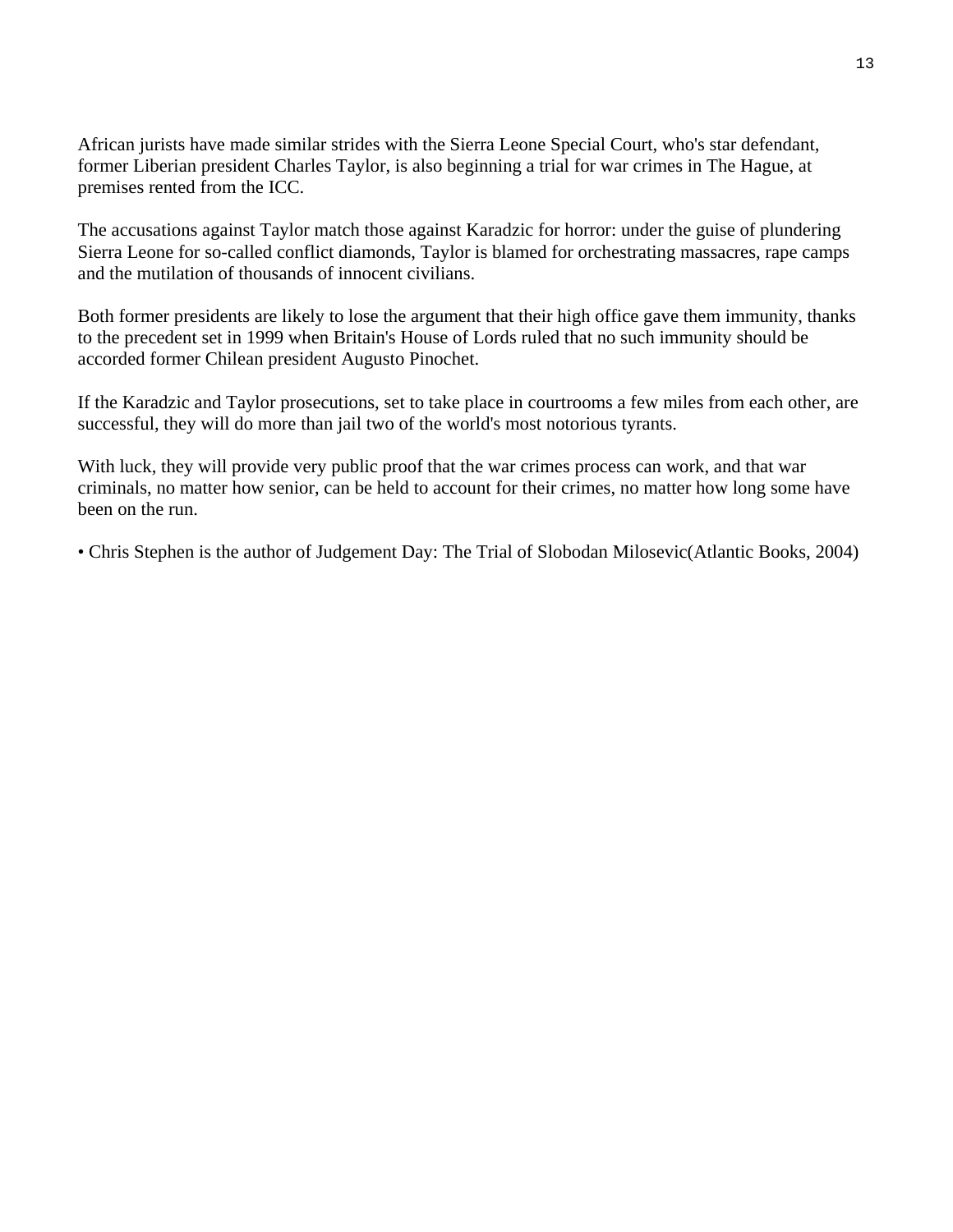African jurists have made similar strides with the Sierra Leone Special Court, who's star defendant, former Liberian president Charles Taylor, is also beginning a trial for war crimes in The Hague, at premises rented from the ICC.

The accusations against Taylor match those against Karadzic for horror: under the guise of plundering Sierra Leone for so-called conflict diamonds, Taylor is blamed for orchestrating massacres, rape camps and the mutilation of thousands of innocent civilians.

Both former presidents are likely to lose the argument that their high office gave them immunity, thanks to the precedent set in 1999 when Britain's House of Lords ruled that no such immunity should be accorded former Chilean president Augusto Pinochet.

If the Karadzic and Taylor prosecutions, set to take place in courtrooms a few miles from each other, are successful, they will do more than jail two of the world's most notorious tyrants.

With luck, they will provide very public proof that the war crimes process can work, and that war criminals, no matter how senior, can be held to account for their crimes, no matter how long some have been on the run.

• Chris Stephen is the author of Judgement Day: The Trial of Slobodan Milosevic(Atlantic Books, 2004)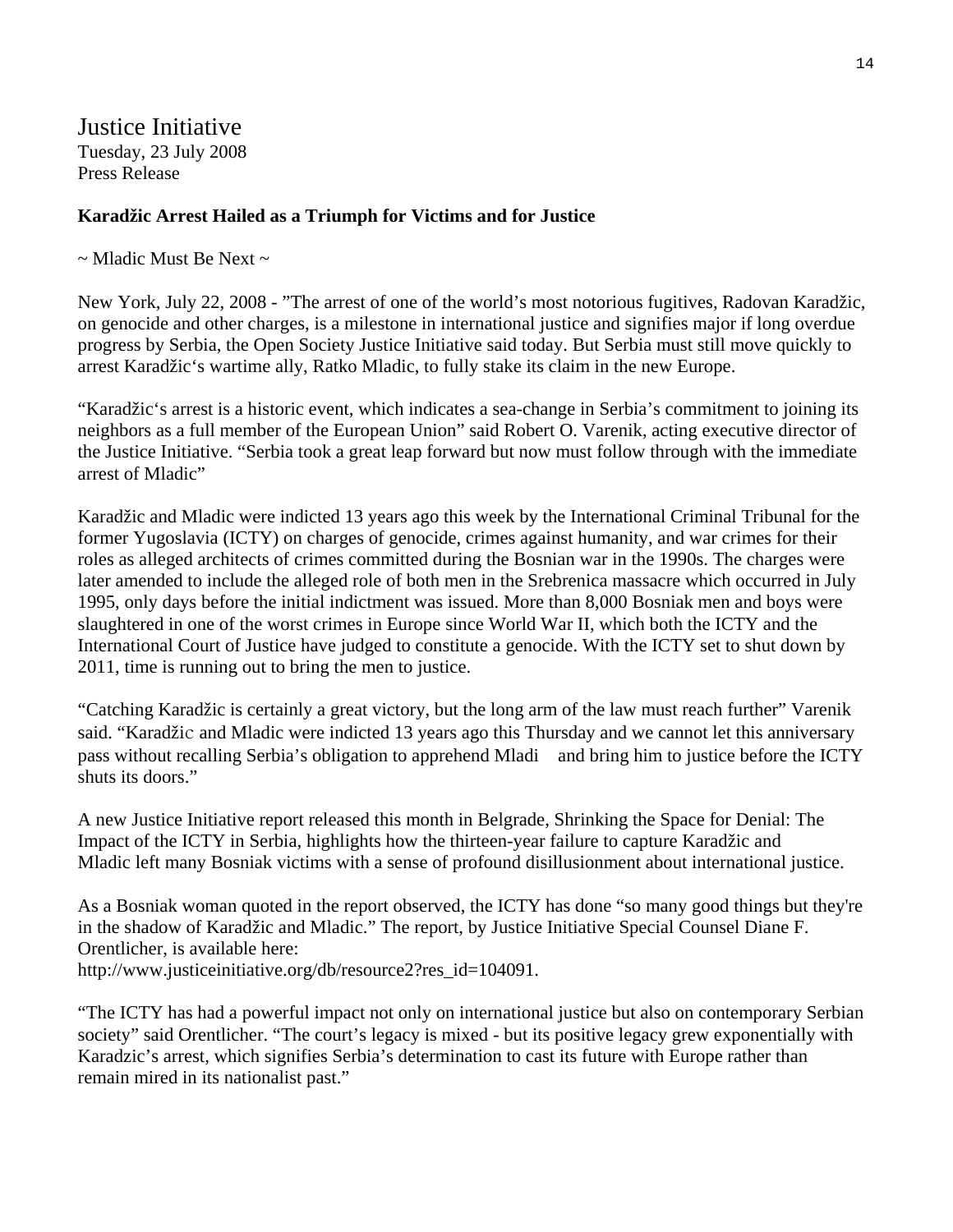# Justice Initiative

Tuesday, 23 July 2008

Press Release

**Karadžic Arrest Hailed as a Triumph for Victims and for Justice**

~ Mladic Must Be Next ~

New York, July 22, 2008 - "The arrest of one of the world's most notorious fugitives, Radovan Karadžic, on genocide and other charges, is a milestone in international justice and signifies major if long overdue progress by Serbia, the Open Society Justice Initiative said today. But Serbia must still move quickly to arrest Karadžic's wartime ally, Ratko Mladic, to fully stake its claim in the new Europe.

"Karadžic's arrest is a historic event, which indicates a sea-change in Serbia's commitment to joining its neighbors as a full member of the European Union" said Robert O. Varenik, acting executive director of the Justice Initiative. "Serbia took a great leap forward but now must follow through with the immediate arrest of Mladic"

Karadžic and Mladic were indicted 13 years ago this week by the International Criminal Tribunal for the former Yugoslavia (ICTY) on charges of genocide, crimes against humanity, and war crimes for their roles as alleged architects of crimes committed during the Bosnian war in the 1990s. The charges were later amended to include the alleged role of both men in the Srebrenica massacre which occurred in July 1995, only days before the initial indictment was issued. More than 8,000 Bosniak men and boys were slaughtered in one of the worst crimes in Europe since World War II, which both the ICTY and the International Court of Justice have judged to constitute a genocide. With the ICTY set to shut down by 2011, time is running out to bring the men to justice.

"Catching Karadžic is certainly a great victory, but the long arm of the law must reach further" Varenik said. "Karadžic and Mladic were indicted 13 years ago this Thursday and we cannot let this anniversary pass without recalling Serbia's obligation to apprehend Mladi and bring him to justice before the ICTY shuts its doors."

A new Justice Initiative report released this month in Belgrade, Shrinking the Space for Denial: The Impact of the ICTY in Serbia, highlights how the thirteen-year failure to capture Karadžic and Mladic left many Bosniak victims with a sense of profound disillusionment about international justice.

As a Bosniak woman quoted in the report observed, the ICTY has done "so many good things but they're in the shadow of Karadžic and Mladic." The report, by Justice Initiative Special Counsel Diane F. Orentlicher, is available here:
http://www.justiceinitiative.org/db/resource2?res_id=104091.

"The ICTY has had a powerful impact not only on international justice but also on contemporary Serbian society" said Orentlicher. "The court's legacy is mixed - but its positive legacy grew exponentially with Karadzic's arrest, which signifies Serbia's determination to cast its future with Europe rather than remain mired in its nationalist past."